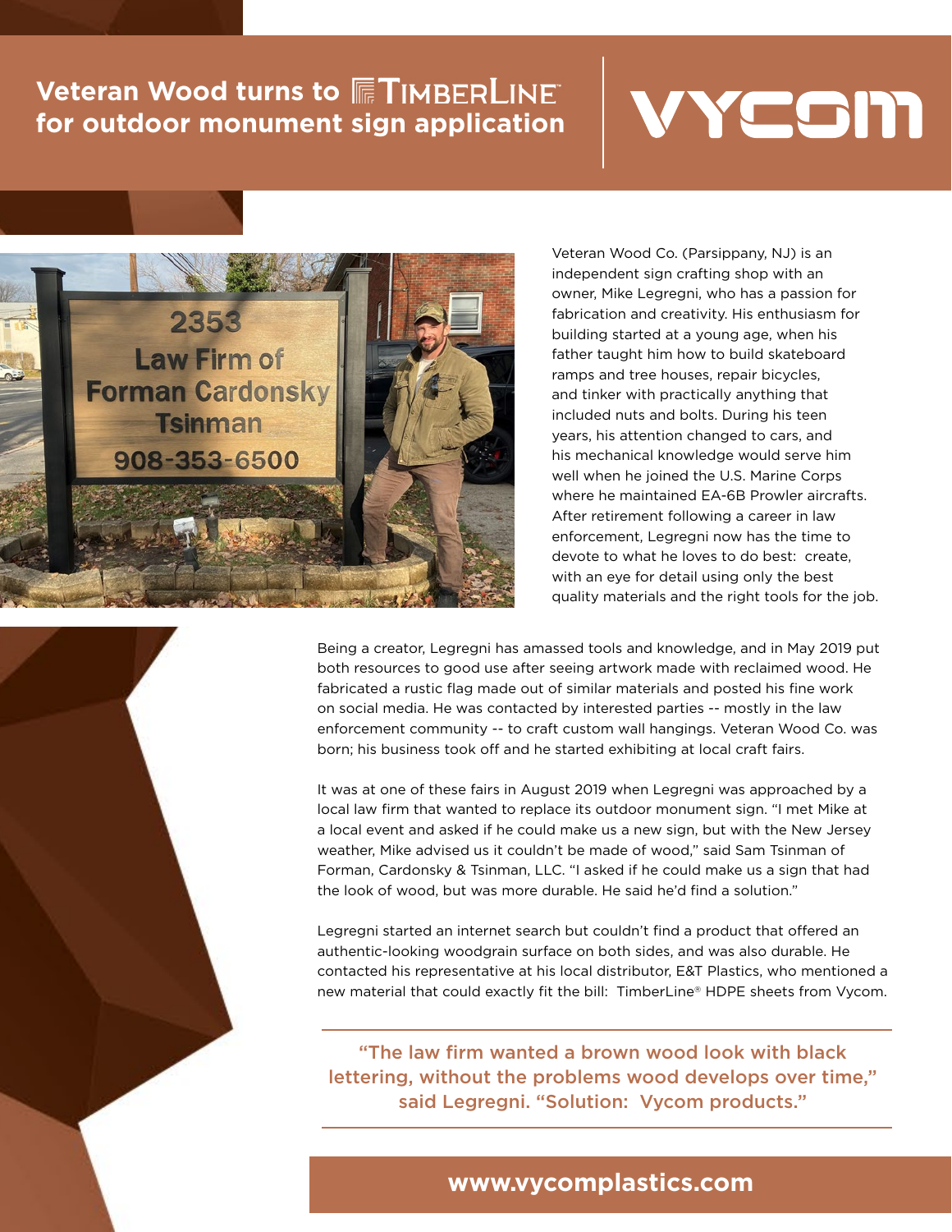# Veteran Wood turns to TimberLine™ for outdoor monument sign application

VYCOM

Veteran Wood Co. (Parsippany, NJ) is an independent sign crafting shop with an owner, Mike Legregni, who has a passion for fabrication and creativity. His enthusiasm for building started at a young age, when his father taught him how to build skateboard ramps and tree houses, repair bicycles, and tinker with practically anything that included nuts and bolts. During his teen years, his attention changed to cars, and his mechanical knowledge would serve him well when he joined the U.S. Marine Corps where he maintained EA-6B Prowler aircrafts. After retirement following a career in law enforcement, Legregni now has the time to devote to what he loves to do best: create, with an eye for detail using only the best quality materials and the right tools for the job.

Being a creator, Legregni has amassed tools and knowledge, and in May 2019 put both resources to good use after seeing artwork made with reclaimed wood. He fabricated a rustic flag made out of similar materials and posted his fine work on social media. He was contacted by interested parties -- mostly in the law enforcement community -- to craft custom wall hangings. Veteran Wood Co. was born; his business took off and he started exhibiting at local craft fairs.

It was at one of these fairs in August 2019 when Legregni was approached by a local law firm that wanted to replace its outdoor monument sign. "I met Mike at a local event and asked if he could make us a new sign, but with the New Jersey weather, Mike advised us it couldn't be made of wood," said Sam Tsinman of Forman, Cardonsky & Tsinman, LLC. "I asked if he could make us a sign that had the look of wood, but was more durable. He said he'd find a solution."

Legregni started an internet search but couldn't find a product that offered an authentic-looking woodgrain surface on both sides, and was also durable. He contacted his representative at his local distributor, E&T Plastics, who mentioned a new material that could exactly fit the bill: TimberLine® HDPE sheets from Vycom.

> "The law firm wanted a brown wood look with black lettering, without the problems wood develops over time," said Legregni. "Solution: Vycom products."

**www.vycomplastics.com**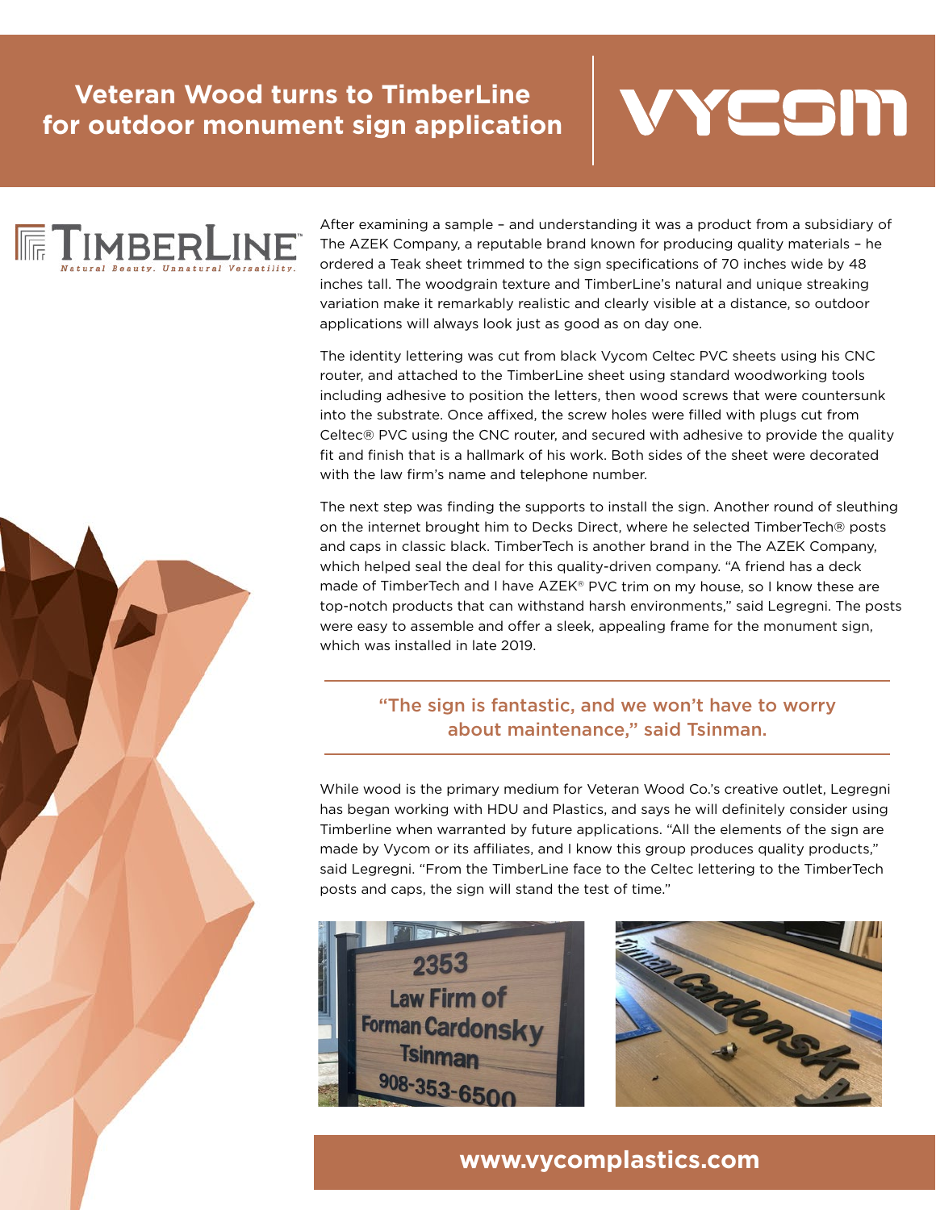# Veteran Wood turns to TimberLine for outdoor monument sign application

VYCOM

TIMBERLINE
*Natural Beauty. Unnatural Versatility.*

After examining a sample – and understanding it was a product from a subsidiary of The AZEK Company, a reputable brand known for producing quality materials – he ordered a Teak sheet trimmed to the sign specifications of 70 inches wide by 48 inches tall. The woodgrain texture and TimberLine's natural and unique streaking variation make it remarkably realistic and clearly visible at a distance, so outdoor applications will always look just as good as on day one.

The identity lettering was cut from black Vycom Celtec PVC sheets using his CNC router, and attached to the TimberLine sheet using standard woodworking tools including adhesive to position the letters, then wood screws that were countersunk into the substrate. Once affixed, the screw holes were filled with plugs cut from Celtec® PVC using the CNC router, and secured with adhesive to provide the quality fit and finish that is a hallmark of his work. Both sides of the sheet were decorated with the law firm's name and telephone number.

The next step was finding the supports to install the sign. Another round of sleuthing on the internet brought him to Decks Direct, where he selected TimberTech® posts and caps in classic black. TimberTech is another brand in the The AZEK Company, which helped seal the deal for this quality-driven company. "A friend has a deck made of TimberTech and I have AZEK® PVC trim on my house, so I know these are top-notch products that can withstand harsh environments," said Legregni. The posts were easy to assemble and offer a sleek, appealing frame for the monument sign, which was installed in late 2019.

> "The sign is fantastic, and we won't have to worry about maintenance," said Tsinman.

While wood is the primary medium for Veteran Wood Co.'s creative outlet, Legregni has began working with HDU and Plastics, and says he will definitely consider using Timberline when warranted by future applications. "All the elements of the sign are made by Vycom or its affiliates, and I know this group produces quality products," said Legregni. "From the TimberLine face to the Celtec lettering to the TimberTech posts and caps, the sign will stand the test of time."

**www.vycomplastics.com**